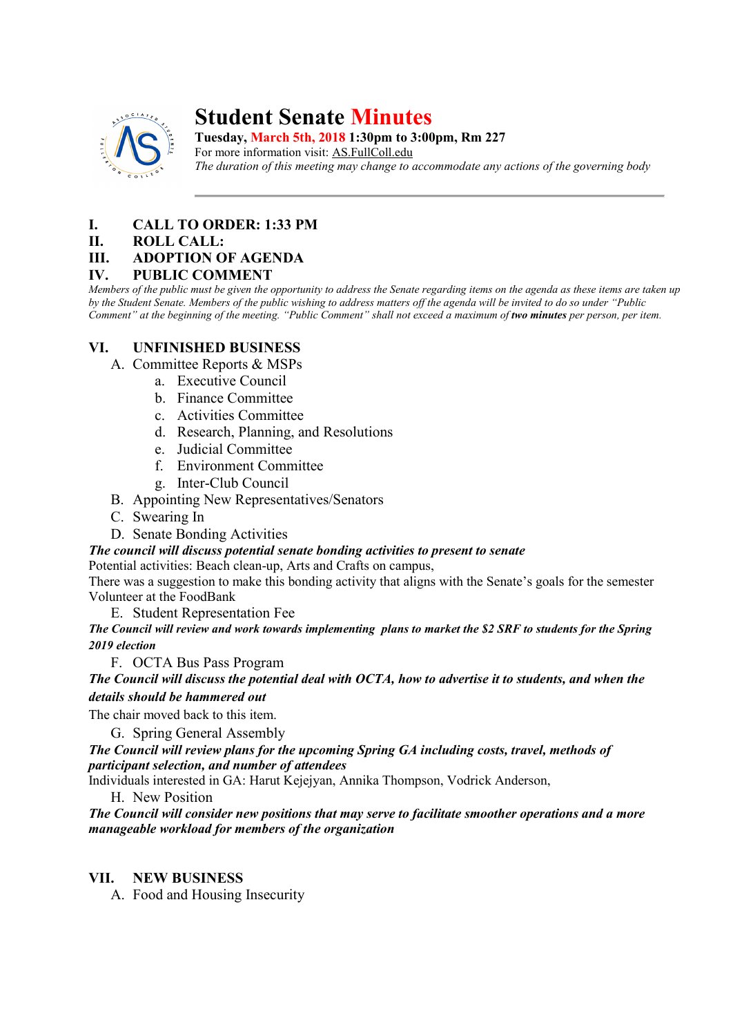# Student Senate Minutes

**Tuesday, March 5th, 2018 1:30pm to 3:00pm, Rm 227**

For more information visit: AS.FullColl.edu

*The duration of this meeting may change to accommodate any actions of the governing body*

---

**I. CALL TO ORDER: 1:33 PM**

**II. ROLL CALL:**

**III. ADOPTION OF AGENDA**

**IV. PUBLIC COMMENT**

*Members of the public must be given the opportunity to address the Senate regarding items on the agenda as these items are taken up by the Student Senate. Members of the public wishing to address matters off the agenda will be invited to do so under "Public Comment" at the beginning of the meeting. "Public Comment" shall not exceed a maximum of **two minutes** per person, per item.*

**VI. UNFINISHED BUSINESS**

A. Committee Reports & MSPs
   a. Executive Council
   b. Finance Committee
   c. Activities Committee
   d. Research, Planning, and Resolutions
   e. Judicial Committee
   f. Environment Committee
   g. Inter-Club Council

B. Appointing New Representatives/Senators

C. Swearing In

D. Senate Bonding Activities

***The council will discuss potential senate bonding activities to present to senate***

Potential activities: Beach clean-up, Arts and Crafts on campus,

There was a suggestion to make this bonding activity that aligns with the Senate's goals for the semester

Volunteer at the FoodBank

E. Student Representation Fee

***The Council will review and work towards implementing plans to market the $2 SRF to students for the Spring 2019 election***

F. OCTA Bus Pass Program

***The Council will discuss the potential deal with OCTA, how to advertise it to students, and when the details should be hammered out***

The chair moved back to this item.

G. Spring General Assembly

***The Council will review plans for the upcoming Spring GA including costs, travel, methods of participant selection, and number of attendees***

Individuals interested in GA: Harut Kejejyan, Annika Thompson, Vodrick Anderson,

H. New Position

***The Council will consider new positions that may serve to facilitate smoother operations and a more manageable workload for members of the organization***

**VII. NEW BUSINESS**

A. Food and Housing Insecurity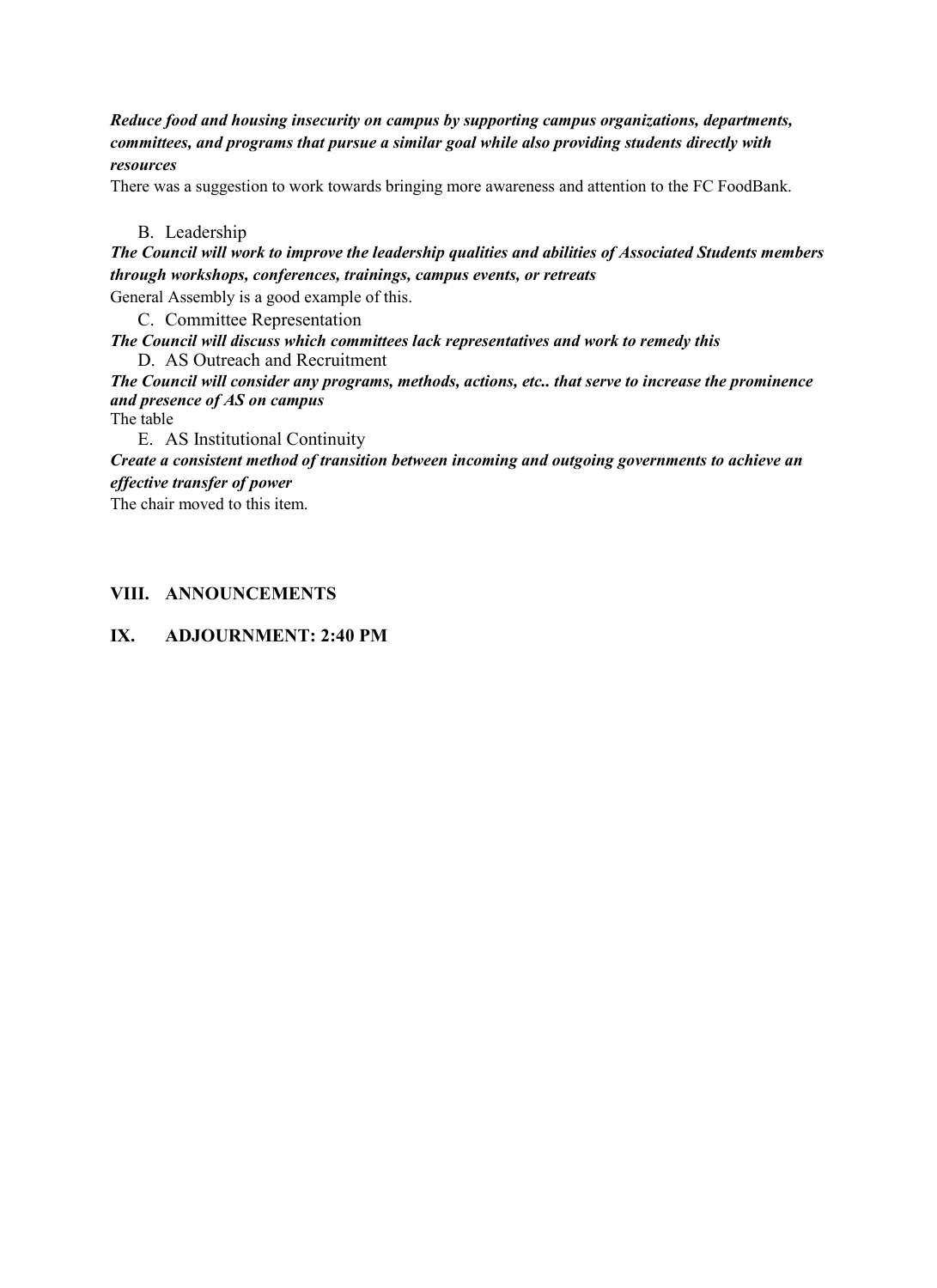***Reduce food and housing insecurity on campus by supporting campus organizations, departments, committees, and programs that pursue a similar goal while also providing students directly with resources***

There was a suggestion to work towards bringing more awareness and attention to the FC FoodBank.

B. Leadership

***The Council will work to improve the leadership qualities and abilities of Associated Students members through workshops, conferences, trainings, campus events, or retreats***

General Assembly is a good example of this.

C. Committee Representation

***The Council will discuss which committees lack representatives and work to remedy this***

D. AS Outreach and Recruitment

***The Council will consider any programs, methods, actions, etc.. that serve to increase the prominence and presence of AS on campus***

The table

E. AS Institutional Continuity

***Create a consistent method of transition between incoming and outgoing governments to achieve an effective transfer of power***

The chair moved to this item.

## VIII. ANNOUNCEMENTS

## IX. ADJOURNMENT: 2:40 PM